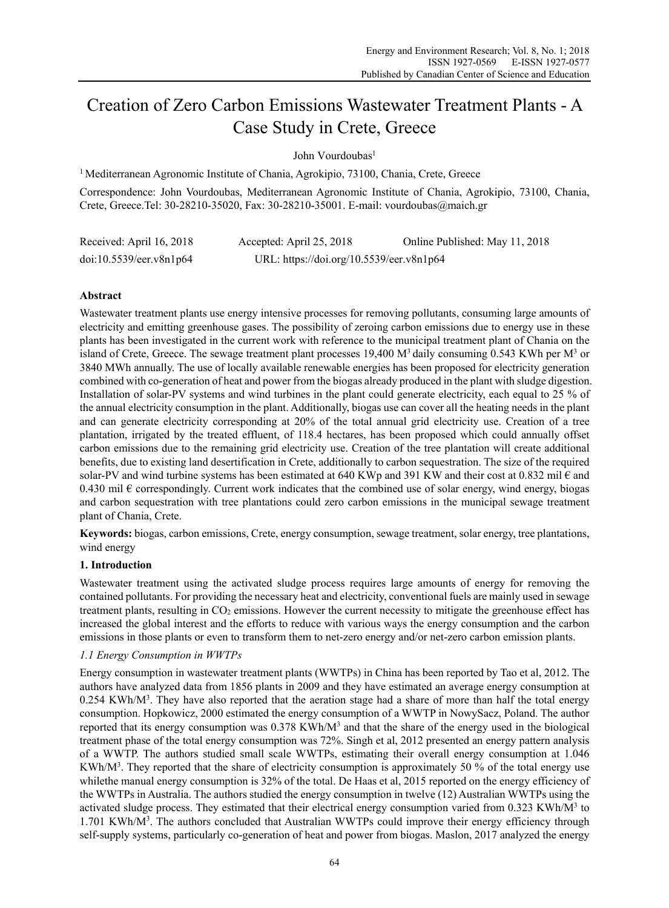# Creation of Zero Carbon Emissions Wastewater Treatment Plants - A Case Study in Crete, Greece

John Vourdoubas[1]

[1] Mediterranean Agronomic Institute of Chania, Agrokipio, 73100, Chania, Crete, Greece

Correspondence: John Vourdoubas, Mediterranean Agronomic Institute of Chania, Agrokipio, 73100, Chania, Crete, Greece.Tel: 30-28210-35020, Fax: 30-28210-35001. E-mail: vourdoubas@maich.gr

Received: April 16, 2018 Accepted: April 25, 2018 Online Published: May 11, 2018

doi:10.5539/eer.v8n1p64 URL: https://doi.org/10.5539/eer.v8n1p64

## Abstract

Wastewater treatment plants use energy intensive processes for removing pollutants, consuming large amounts of electricity and emitting greenhouse gases. The possibility of zeroing carbon emissions due to energy use in these plants has been investigated in the current work with reference to the municipal treatment plant of Chania on the island of Crete, Greece. The sewage treatment plant processes 19,400 $M^3$ daily consuming 0.543 KWh per $M^3$ or 3840 MWh annually. The use of locally available renewable energies has been proposed for electricity generation combined with co-generation of heat and power from the biogas already produced in the plant with sludge digestion. Installation of solar-PV systems and wind turbines in the plant could generate electricity, each equal to 25 % of the annual electricity consumption in the plant. Additionally, biogas use can cover all the heating needs in the plant and can generate electricity corresponding at 20% of the total annual grid electricity use. Creation of a tree plantation, irrigated by the treated effluent, of 118.4 hectares, has been proposed which could annually offset carbon emissions due to the remaining grid electricity use. Creation of the tree plantation will create additional benefits, due to existing land desertification in Crete, additionally to carbon sequestration. The size of the required solar-PV and wind turbine systems has been estimated at 640 KWp and 391 KW and their cost at 0.832 mil € and 0.430 mil € correspondingly. Current work indicates that the combined use of solar energy, wind energy, biogas and carbon sequestration with tree plantations could zero carbon emissions in the municipal sewage treatment plant of Chania, Crete.

**Keywords:** biogas, carbon emissions, Crete, energy consumption, sewage treatment, solar energy, tree plantations, wind energy

## 1. Introduction

Wastewater treatment using the activated sludge process requires large amounts of energy for removing the contained pollutants. For providing the necessary heat and electricity, conventional fuels are mainly used in sewage treatment plants, resulting in $CO_2$ emissions. However the current necessity to mitigate the greenhouse effect has increased the global interest and the efforts to reduce with various ways the energy consumption and the carbon emissions in those plants or even to transform them to net-zero energy and/or net-zero carbon emission plants.

### *1.1 Energy Consumption in WWTPs*

Energy consumption in wastewater treatment plants (WWTPs) in China has been reported by Tao et al, 2012. The authors have analyzed data from 1856 plants in 2009 and they have estimated an average energy consumption at 0.254 KWh/$M^3$. They have also reported that the aeration stage had a share of more than half the total energy consumption. Hopkowicz, 2000 estimated the energy consumption of a WWTP in NowySacz, Poland. The author reported that its energy consumption was 0.378 KWh/$M^3$ and that the share of the energy used in the biological treatment phase of the total energy consumption was 72%. Singh et al, 2012 presented an energy pattern analysis of a WWTP. The authors studied small scale WWTPs, estimating their overall energy consumption at 1.046 KWh/$M^3$. They reported that the share of electricity consumption is approximately 50 % of the total energy use whilethe manual energy consumption is 32% of the total. De Haas et al, 2015 reported on the energy efficiency of the WWTPs in Australia. The authors studied the energy consumption in twelve (12) Australian WWTPs using the activated sludge process. They estimated that their electrical energy consumption varied from 0.323 KWh/$M^3$ to 1.701 KWh/$M^3$. The authors concluded that Australian WWTPs could improve their energy efficiency through self-supply systems, particularly co-generation of heat and power from biogas. Maslon, 2017 analyzed the energy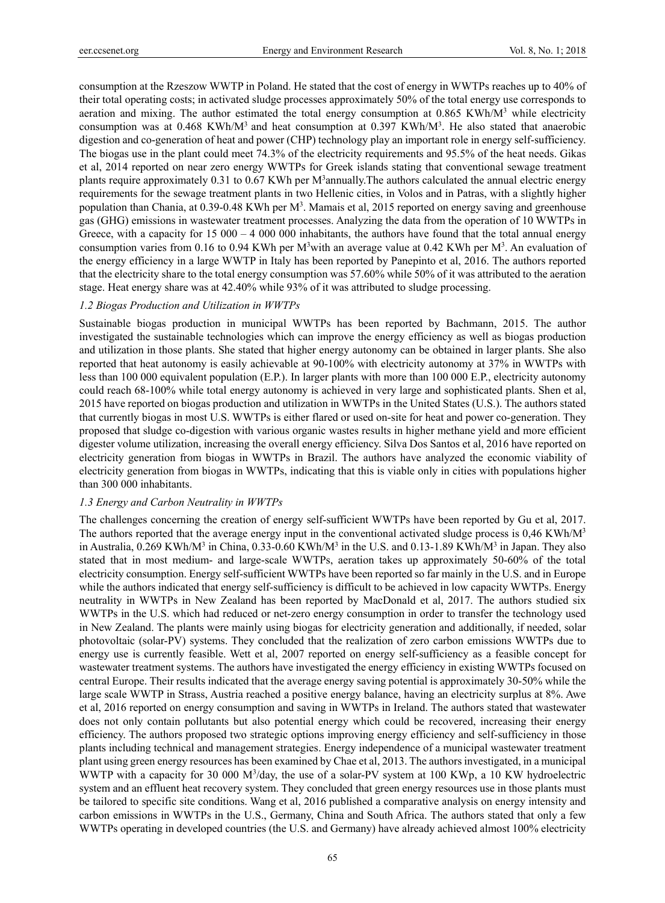consumption at the Rzeszow WWTP in Poland. He stated that the cost of energy in WWTPs reaches up to 40% of their total operating costs; in activated sludge processes approximately 50% of the total energy use corresponds to aeration and mixing. The author estimated the total energy consumption at 0.865 KWh/M$^3$ while electricity consumption was at 0.468 KWh/M$^3$ and heat consumption at 0.397 KWh/M$^3$. He also stated that anaerobic digestion and co-generation of heat and power (CHP) technology play an important role in energy self-sufficiency. The biogas use in the plant could meet 74.3% of the electricity requirements and 95.5% of the heat needs. Gikas et al, 2014 reported on near zero energy WWTPs for Greek islands stating that conventional sewage treatment plants require approximately 0.31 to 0.67 KWh per M$^3$annually.The authors calculated the annual electric energy requirements for the sewage treatment plants in two Hellenic cities, in Volos and in Patras, with a slightly higher population than Chania, at 0.39-0.48 KWh per M$^3$. Mamais et al, 2015 reported on energy saving and greenhouse gas (GHG) emissions in wastewater treatment processes. Analyzing the data from the operation of 10 WWTPs in Greece, with a capacity for 15 000 – 4 000 000 inhabitants, the authors have found that the total annual energy consumption varies from 0.16 to 0.94 KWh per M$^3$with an average value at 0.42 KWh per M$^3$. An evaluation of the energy efficiency in a large WWTP in Italy has been reported by Panepinto et al, 2016. The authors reported that the electricity share to the total energy consumption was 57.60% while 50% of it was attributed to the aeration stage. Heat energy share was at 42.40% while 93% of it was attributed to sludge processing.

### *1.2 Biogas Production and Utilization in WWTPs*

Sustainable biogas production in municipal WWTPs has been reported by Bachmann, 2015. The author investigated the sustainable technologies which can improve the energy efficiency as well as biogas production and utilization in those plants. She stated that higher energy autonomy can be obtained in larger plants. She also reported that heat autonomy is easily achievable at 90-100% with electricity autonomy at 37% in WWTPs with less than 100 000 equivalent population (E.P.). In larger plants with more than 100 000 E.P., electricity autonomy could reach 68-100% while total energy autonomy is achieved in very large and sophisticated plants. Shen et al, 2015 have reported on biogas production and utilization in WWTPs in the United States (U.S.). The authors stated that currently biogas in most U.S. WWTPs is either flared or used on-site for heat and power co-generation. They proposed that sludge co-digestion with various organic wastes results in higher methane yield and more efficient digester volume utilization, increasing the overall energy efficiency. Silva Dos Santos et al, 2016 have reported on electricity generation from biogas in WWTPs in Brazil. The authors have analyzed the economic viability of electricity generation from biogas in WWTPs, indicating that this is viable only in cities with populations higher than 300 000 inhabitants.

### *1.3 Energy and Carbon Neutrality in WWTPs*

The challenges concerning the creation of energy self-sufficient WWTPs have been reported by Gu et al, 2017. The authors reported that the average energy input in the conventional activated sludge process is 0,46 KWh/M$^3$ in Australia, 0.269 KWh/M$^3$ in China, 0.33-0.60 KWh/M$^3$ in the U.S. and 0.13-1.89 KWh/M$^3$ in Japan. They also stated that in most medium- and large-scale WWTPs, aeration takes up approximately 50-60% of the total electricity consumption. Energy self-sufficient WWTPs have been reported so far mainly in the U.S. and in Europe while the authors indicated that energy self-sufficiency is difficult to be achieved in low capacity WWTPs. Energy neutrality in WWTPs in New Zealand has been reported by MacDonald et al, 2017. The authors studied six WWTPs in the U.S. which had reduced or net-zero energy consumption in order to transfer the technology used in New Zealand. The plants were mainly using biogas for electricity generation and additionally, if needed, solar photovoltaic (solar-PV) systems. They concluded that the realization of zero carbon emissions WWTPs due to energy use is currently feasible. Wett et al, 2007 reported on energy self-sufficiency as a feasible concept for wastewater treatment systems. The authors have investigated the energy efficiency in existing WWTPs focused on central Europe. Their results indicated that the average energy saving potential is approximately 30-50% while the large scale WWTP in Strass, Austria reached a positive energy balance, having an electricity surplus at 8%. Awe et al, 2016 reported on energy consumption and saving in WWTPs in Ireland. The authors stated that wastewater does not only contain pollutants but also potential energy which could be recovered, increasing their energy efficiency. The authors proposed two strategic options improving energy efficiency and self-sufficiency in those plants including technical and management strategies. Energy independence of a municipal wastewater treatment plant using green energy resources has been examined by Chae et al, 2013. The authors investigated, in a municipal WWTP with a capacity for 30 000 M$^3$/day, the use of a solar-PV system at 100 KWp, a 10 KW hydroelectric system and an effluent heat recovery system. They concluded that green energy resources use in those plants must be tailored to specific site conditions. Wang et al, 2016 published a comparative analysis on energy intensity and carbon emissions in WWTPs in the U.S., Germany, China and South Africa. The authors stated that only a few WWTPs operating in developed countries (the U.S. and Germany) have already achieved almost 100% electricity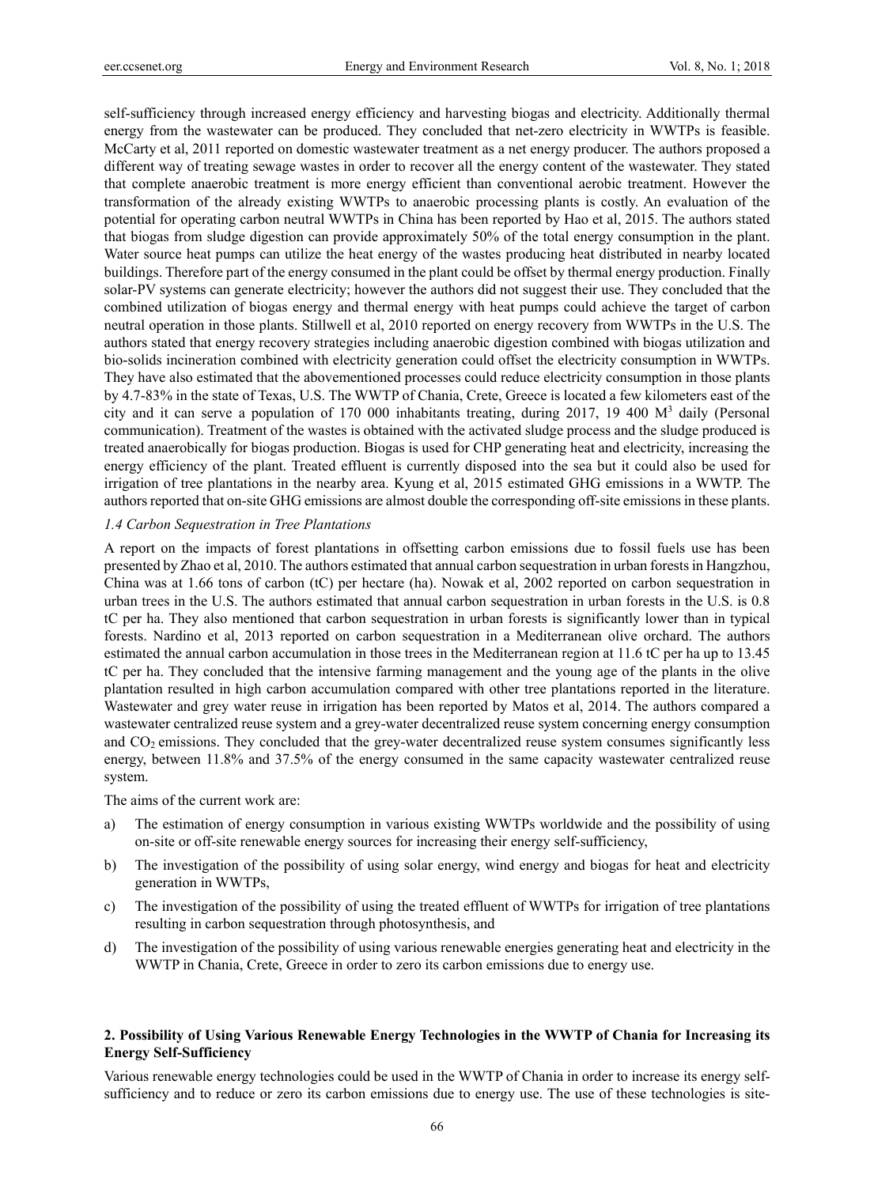self-sufficiency through increased energy efficiency and harvesting biogas and electricity. Additionally thermal energy from the wastewater can be produced. They concluded that net-zero electricity in WWTPs is feasible. McCarty et al, 2011 reported on domestic wastewater treatment as a net energy producer. The authors proposed a different way of treating sewage wastes in order to recover all the energy content of the wastewater. They stated that complete anaerobic treatment is more energy efficient than conventional aerobic treatment. However the transformation of the already existing WWTPs to anaerobic processing plants is costly. An evaluation of the potential for operating carbon neutral WWTPs in China has been reported by Hao et al, 2015. The authors stated that biogas from sludge digestion can provide approximately 50% of the total energy consumption in the plant. Water source heat pumps can utilize the heat energy of the wastes producing heat distributed in nearby located buildings. Therefore part of the energy consumed in the plant could be offset by thermal energy production. Finally solar-PV systems can generate electricity; however the authors did not suggest their use. They concluded that the combined utilization of biogas energy and thermal energy with heat pumps could achieve the target of carbon neutral operation in those plants. Stillwell et al, 2010 reported on energy recovery from WWTPs in the U.S. The authors stated that energy recovery strategies including anaerobic digestion combined with biogas utilization and bio-solids incineration combined with electricity generation could offset the electricity consumption in WWTPs. They have also estimated that the abovementioned processes could reduce electricity consumption in those plants by 4.7-83% in the state of Texas, U.S. The WWTP of Chania, Crete, Greece is located a few kilometers east of the city and it can serve a population of 170 000 inhabitants treating, during 2017, 19 400 $M^3$ daily (Personal communication). Treatment of the wastes is obtained with the activated sludge process and the sludge produced is treated anaerobically for biogas production. Biogas is used for CHP generating heat and electricity, increasing the energy efficiency of the plant. Treated effluent is currently disposed into the sea but it could also be used for irrigation of tree plantations in the nearby area. Kyung et al, 2015 estimated GHG emissions in a WWTP. The authors reported that on-site GHG emissions are almost double the corresponding off-site emissions in these plants.

### *1.4 Carbon Sequestration in Tree Plantations*

A report on the impacts of forest plantations in offsetting carbon emissions due to fossil fuels use has been presented by Zhao et al, 2010. The authors estimated that annual carbon sequestration in urban forests in Hangzhou, China was at 1.66 tons of carbon (tC) per hectare (ha). Nowak et al, 2002 reported on carbon sequestration in urban trees in the U.S. The authors estimated that annual carbon sequestration in urban forests in the U.S. is 0.8 tC per ha. They also mentioned that carbon sequestration in urban forests is significantly lower than in typical forests. Nardino et al, 2013 reported on carbon sequestration in a Mediterranean olive orchard. The authors estimated the annual carbon accumulation in those trees in the Mediterranean region at 11.6 tC per ha up to 13.45 tC per ha. They concluded that the intensive farming management and the young age of the plants in the olive plantation resulted in high carbon accumulation compared with other tree plantations reported in the literature. Wastewater and grey water reuse in irrigation has been reported by Matos et al, 2014. The authors compared a wastewater centralized reuse system and a grey-water decentralized reuse system concerning energy consumption and $CO_2$ emissions. They concluded that the grey-water decentralized reuse system consumes significantly less energy, between 11.8% and 37.5% of the energy consumed in the same capacity wastewater centralized reuse system.

The aims of the current work are:

a) The estimation of energy consumption in various existing WWTPs worldwide and the possibility of using on-site or off-site renewable energy sources for increasing their energy self-sufficiency,

b) The investigation of the possibility of using solar energy, wind energy and biogas for heat and electricity generation in WWTPs,

c) The investigation of the possibility of using the treated effluent of WWTPs for irrigation of tree plantations resulting in carbon sequestration through photosynthesis, and

d) The investigation of the possibility of using various renewable energies generating heat and electricity in the WWTP in Chania, Crete, Greece in order to zero its carbon emissions due to energy use.

## 2. Possibility of Using Various Renewable Energy Technologies in the WWTP of Chania for Increasing its Energy Self-Sufficiency

Various renewable energy technologies could be used in the WWTP of Chania in order to increase its energy self-sufficiency and to reduce or zero its carbon emissions due to energy use. The use of these technologies is site-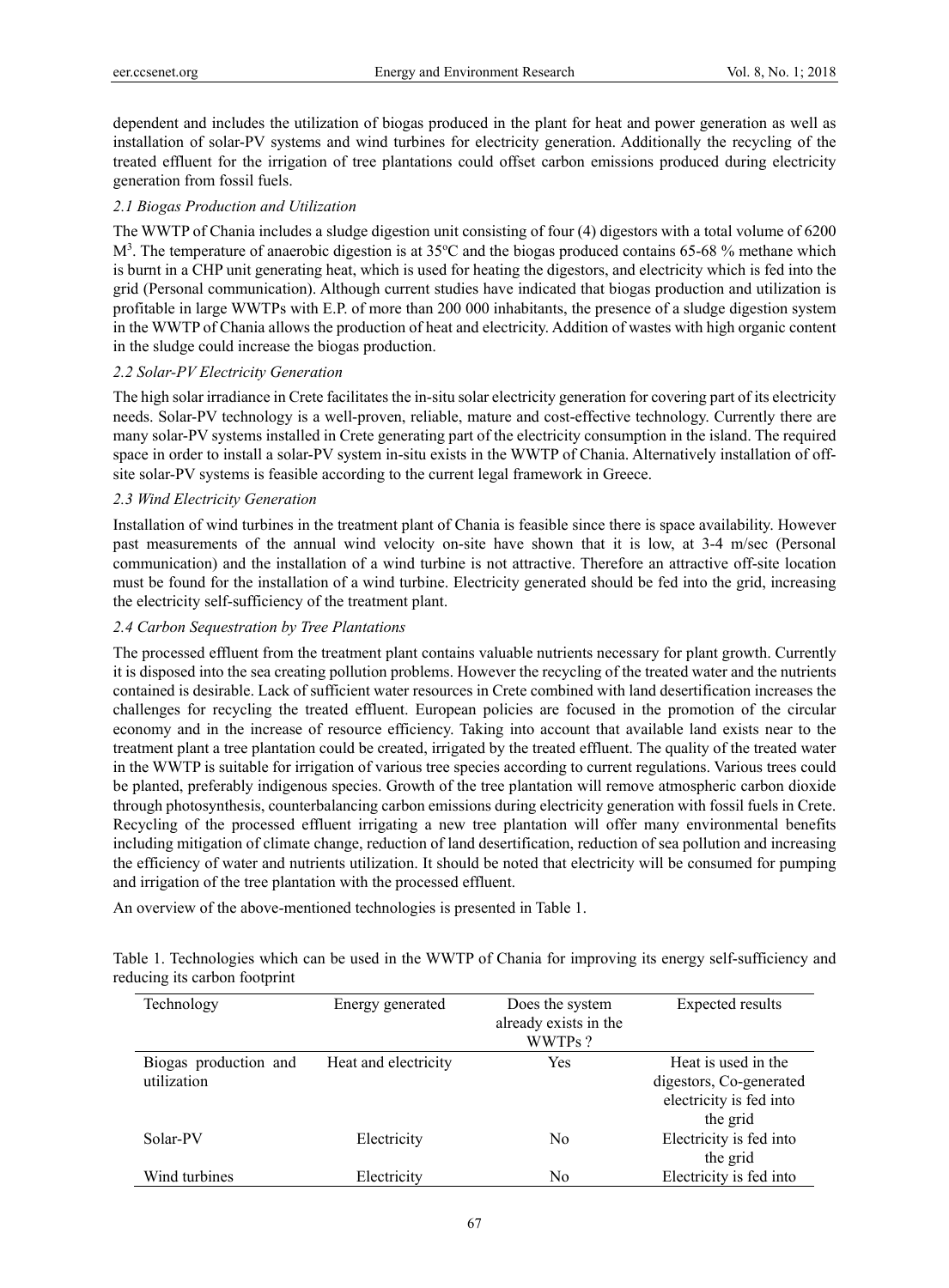dependent and includes the utilization of biogas produced in the plant for heat and power generation as well as installation of solar-PV systems and wind turbines for electricity generation. Additionally the recycling of the treated effluent for the irrigation of tree plantations could offset carbon emissions produced during electricity generation from fossil fuels.

### *2.1 Biogas Production and Utilization*

The WWTP of Chania includes a sludge digestion unit consisting of four (4) digestors with a total volume of 6200 $M^3$. The temperature of anaerobic digestion is at 35ºC and the biogas produced contains 65-68 % methane which is burnt in a CHP unit generating heat, which is used for heating the digestors, and electricity which is fed into the grid (Personal communication). Although current studies have indicated that biogas production and utilization is profitable in large WWTPs with E.P. of more than 200 000 inhabitants, the presence of a sludge digestion system in the WWTP of Chania allows the production of heat and electricity. Addition of wastes with high organic content in the sludge could increase the biogas production.

### *2.2 Solar-PV Electricity Generation*

The high solar irradiance in Crete facilitates the in-situ solar electricity generation for covering part of its electricity needs. Solar-PV technology is a well-proven, reliable, mature and cost-effective technology. Currently there are many solar-PV systems installed in Crete generating part of the electricity consumption in the island. The required space in order to install a solar-PV system in-situ exists in the WWTP of Chania. Alternatively installation of off-site solar-PV systems is feasible according to the current legal framework in Greece.

### *2.3 Wind Electricity Generation*

Installation of wind turbines in the treatment plant of Chania is feasible since there is space availability. However past measurements of the annual wind velocity on-site have shown that it is low, at 3-4 m/sec (Personal communication) and the installation of a wind turbine is not attractive. Therefore an attractive off-site location must be found for the installation of a wind turbine. Electricity generated should be fed into the grid, increasing the electricity self-sufficiency of the treatment plant.

### *2.4 Carbon Sequestration by Tree Plantations*

The processed effluent from the treatment plant contains valuable nutrients necessary for plant growth. Currently it is disposed into the sea creating pollution problems. However the recycling of the treated water and the nutrients contained is desirable. Lack of sufficient water resources in Crete combined with land desertification increases the challenges for recycling the treated effluent. European policies are focused in the promotion of the circular economy and in the increase of resource efficiency. Taking into account that available land exists near to the treatment plant a tree plantation could be created, irrigated by the treated effluent. The quality of the treated water in the WWTP is suitable for irrigation of various tree species according to current regulations. Various trees could be planted, preferably indigenous species. Growth of the tree plantation will remove atmospheric carbon dioxide through photosynthesis, counterbalancing carbon emissions during electricity generation with fossil fuels in Crete. Recycling of the processed effluent irrigating a new tree plantation will offer many environmental benefits including mitigation of climate change, reduction of land desertification, reduction of sea pollution and increasing the efficiency of water and nutrients utilization. It should be noted that electricity will be consumed for pumping and irrigation of the tree plantation with the processed effluent.

An overview of the above-mentioned technologies is presented in Table 1.

Table 1. Technologies which can be used in the WWTP of Chania for improving its energy self-sufficiency and reducing its carbon footprint

| Technology | Energy generated | Does the system already exists in the WWTPs ? | Expected results |
|---|---|---|---|
| Biogas production and utilization | Heat and electricity | Yes | Heat is used in the digestors, Co-generated electricity is fed into the grid |
| Solar-PV | Electricity | No | Electricity is fed into the grid |
| Wind turbines | Electricity | No | Electricity is fed into |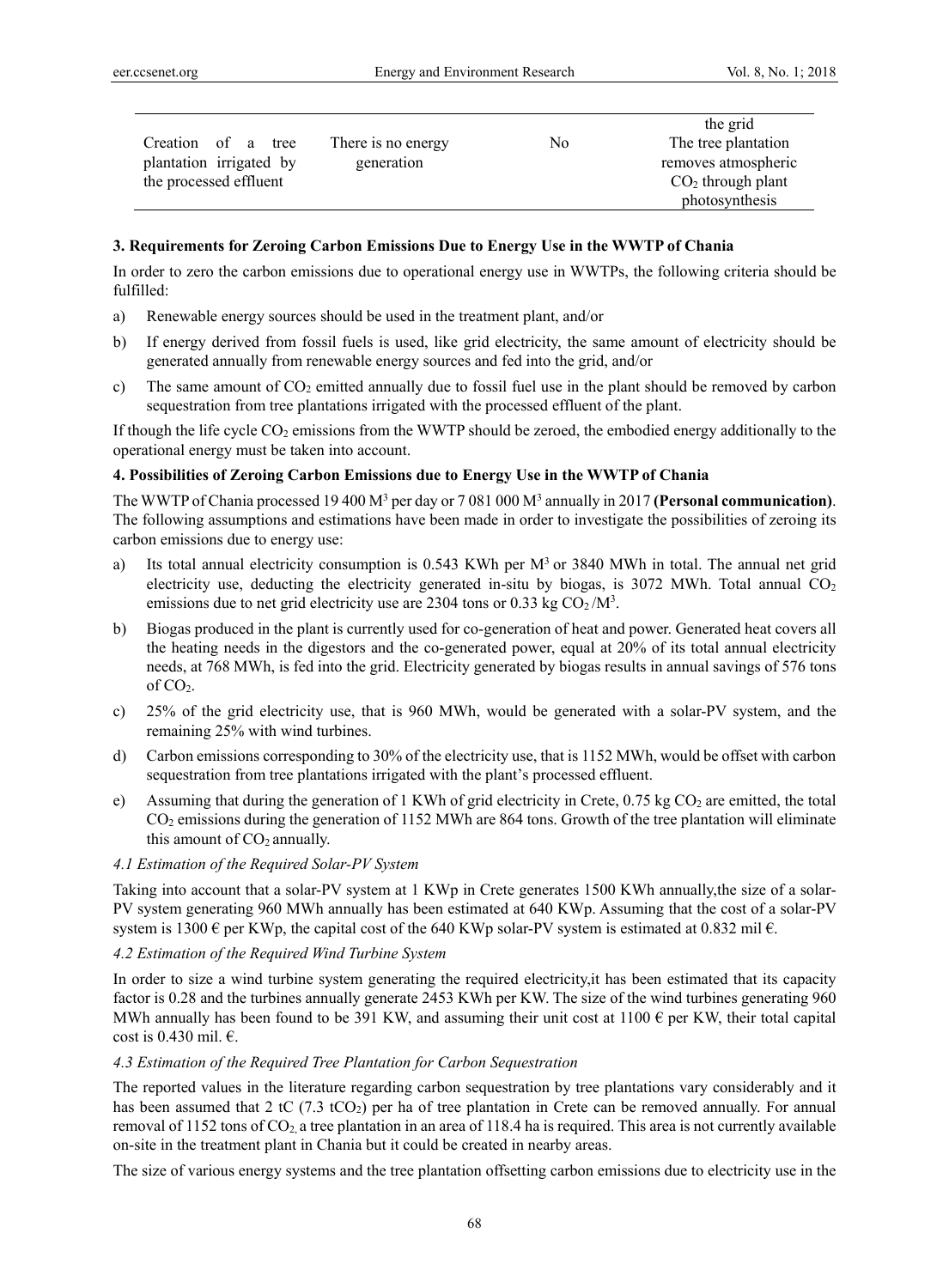| | | | the grid |
|---|---|---|---|
| Creation of a tree plantation irrigated by the processed effluent | There is no energy generation | No | The tree plantation removes atmospheric $CO_2$ through plant photosynthesis |

**3. Requirements for Zeroing Carbon Emissions Due to Energy Use in the WWTP of Chania**

In order to zero the carbon emissions due to operational energy use in WWTPs, the following criteria should be fulfilled:

a) Renewable energy sources should be used in the treatment plant, and/or

b) If energy derived from fossil fuels is used, like grid electricity, the same amount of electricity should be generated annually from renewable energy sources and fed into the grid, and/or

c) The same amount of $CO_2$ emitted annually due to fossil fuel use in the plant should be removed by carbon sequestration from tree plantations irrigated with the processed effluent of the plant.

If though the life cycle $CO_2$ emissions from the WWTP should be zeroed, the embodied energy additionally to the operational energy must be taken into account.

**4. Possibilities of Zeroing Carbon Emissions due to Energy Use in the WWTP of Chania**

The WWTP of Chania processed 19 400 $M^3$ per day or 7 081 000 $M^3$ annually in 2017 **(Personal communication)**. The following assumptions and estimations have been made in order to investigate the possibilities of zeroing its carbon emissions due to energy use:

a) Its total annual electricity consumption is 0.543 KWh per $M^3$ or 3840 MWh in total. The annual net grid electricity use, deducting the electricity generated in-situ by biogas, is 3072 MWh. Total annual $CO_2$ emissions due to net grid electricity use are 2304 tons or 0.33 kg $CO_2/M^3$.

b) Biogas produced in the plant is currently used for co-generation of heat and power. Generated heat covers all the heating needs in the digestors and the co-generated power, equal at 20% of its total annual electricity needs, at 768 MWh, is fed into the grid. Electricity generated by biogas results in annual savings of 576 tons of $CO_2$.

c) 25% of the grid electricity use, that is 960 MWh, would be generated with a solar-PV system, and the remaining 25% with wind turbines.

d) Carbon emissions corresponding to 30% of the electricity use, that is 1152 MWh, would be offset with carbon sequestration from tree plantations irrigated with the plant's processed effluent.

e) Assuming that during the generation of 1 KWh of grid electricity in Crete, 0.75 kg $CO_2$ are emitted, the total $CO_2$ emissions during the generation of 1152 MWh are 864 tons. Growth of the tree plantation will eliminate this amount of $CO_2$ annually.

*4.1 Estimation of the Required Solar-PV System*

Taking into account that a solar-PV system at 1 KWp in Crete generates 1500 KWh annually,the size of a solar-PV system generating 960 MWh annually has been estimated at 640 KWp. Assuming that the cost of a solar-PV system is 1300 € per KWp, the capital cost of the 640 KWp solar-PV system is estimated at 0.832 mil €.

*4.2 Estimation of the Required Wind Turbine System*

In order to size a wind turbine system generating the required electricity,it has been estimated that its capacity factor is 0.28 and the turbines annually generate 2453 KWh per KW. The size of the wind turbines generating 960 MWh annually has been found to be 391 KW, and assuming their unit cost at 1100 € per KW, their total capital cost is 0.430 mil. €.

*4.3 Estimation of the Required Tree Plantation for Carbon Sequestration*

The reported values in the literature regarding carbon sequestration by tree plantations vary considerably and it has been assumed that 2 tC (7.3 $tCO_2$) per ha of tree plantation in Crete can be removed annually. For annual removal of 1152 tons of $CO_2$, a tree plantation in an area of 118.4 ha is required. This area is not currently available on-site in the treatment plant in Chania but it could be created in nearby areas.

The size of various energy systems and the tree plantation offsetting carbon emissions due to electricity use in the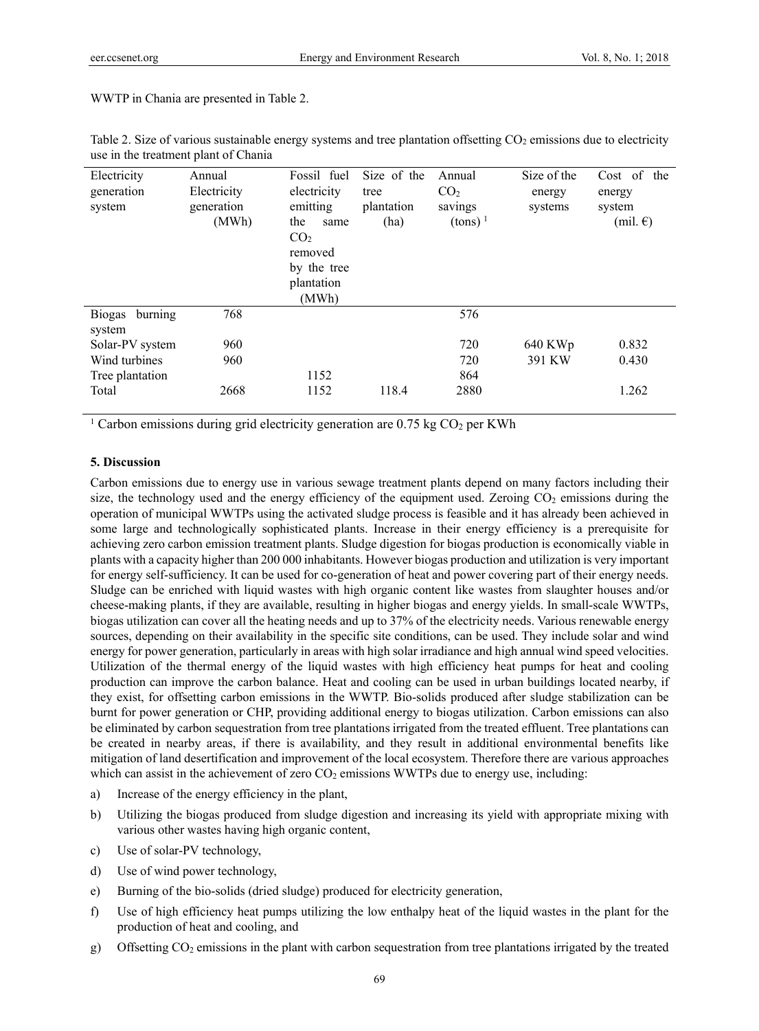WWTP in Chania are presented in Table 2.

Table 2. Size of various sustainable energy systems and tree plantation offsetting $CO_2$ emissions due to electricity use in the treatment plant of Chania

| Electricity generation system | Annual Electricity generation (MWh) | Fossil fuel electricity emitting the same $CO_2$ removed by the tree plantation (MWh) | Size of the tree plantation (ha) | Annual $CO_2$ savings (tons) [1] | Size of the energy systems | Cost of the energy system (mil. €) |
|---|---|---|---|---|---|---|
| Biogas burning system | 768 | | | 576 | | |
| Solar-PV system | 960 | | | 720 | 640 KWp | 0.832 |
| Wind turbines | 960 | | | 720 | 391 KW | 0.430 |
| Tree plantation | | 1152 | | 864 | | |
| Total | 2668 | 1152 | 118.4 | 2880 | | 1.262 |

[1] Carbon emissions during grid electricity generation are 0.75 kg $CO_2$ per KWh

## 5. Discussion

Carbon emissions due to energy use in various sewage treatment plants depend on many factors including their size, the technology used and the energy efficiency of the equipment used. Zeroing $CO_2$ emissions during the operation of municipal WWTPs using the activated sludge process is feasible and it has already been achieved in some large and technologically sophisticated plants. Increase in their energy efficiency is a prerequisite for achieving zero carbon emission treatment plants. Sludge digestion for biogas production is economically viable in plants with a capacity higher than 200 000 inhabitants. However biogas production and utilization is very important for energy self-sufficiency. It can be used for co-generation of heat and power covering part of their energy needs. Sludge can be enriched with liquid wastes with high organic content like wastes from slaughter houses and/or cheese-making plants, if they are available, resulting in higher biogas and energy yields. In small-scale WWTPs, biogas utilization can cover all the heating needs and up to 37% of the electricity needs. Various renewable energy sources, depending on their availability in the specific site conditions, can be used. They include solar and wind energy for power generation, particularly in areas with high solar irradiance and high annual wind speed velocities. Utilization of the thermal energy of the liquid wastes with high efficiency heat pumps for heat and cooling production can improve the carbon balance. Heat and cooling can be used in urban buildings located nearby, if they exist, for offsetting carbon emissions in the WWTP. Bio-solids produced after sludge stabilization can be burnt for power generation or CHP, providing additional energy to biogas utilization. Carbon emissions can also be eliminated by carbon sequestration from tree plantations irrigated from the treated effluent. Tree plantations can be created in nearby areas, if there is availability, and they result in additional environmental benefits like mitigation of land desertification and improvement of the local ecosystem. Therefore there are various approaches which can assist in the achievement of zero $CO_2$ emissions WWTPs due to energy use, including:

a) Increase of the energy efficiency in the plant,

b) Utilizing the biogas produced from sludge digestion and increasing its yield with appropriate mixing with various other wastes having high organic content,

c) Use of solar-PV technology,

d) Use of wind power technology,

e) Burning of the bio-solids (dried sludge) produced for electricity generation,

f) Use of high efficiency heat pumps utilizing the low enthalpy heat of the liquid wastes in the plant for the production of heat and cooling, and

g) Offsetting $CO_2$ emissions in the plant with carbon sequestration from tree plantations irrigated by the treated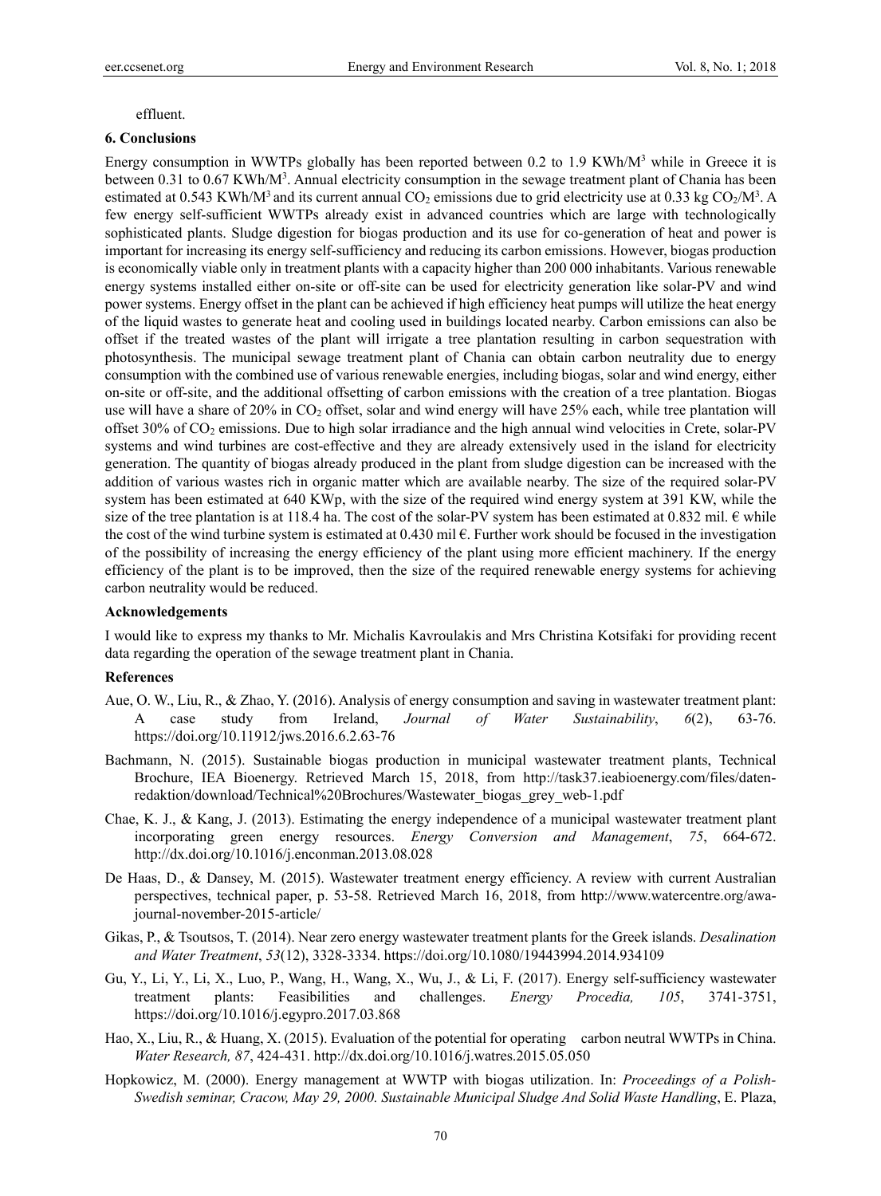effluent.

## 6. Conclusions

Energy consumption in WWTPs globally has been reported between 0.2 to 1.9 KWh/M$^3$ while in Greece it is between 0.31 to 0.67 KWh/M$^3$. Annual electricity consumption in the sewage treatment plant of Chania has been estimated at 0.543 KWh/M$^3$ and its current annual $CO_2$ emissions due to grid electricity use at 0.33 kg $CO_2$/M$^3$. A few energy self-sufficient WWTPs already exist in advanced countries which are large with technologically sophisticated plants. Sludge digestion for biogas production and its use for co-generation of heat and power is important for increasing its energy self-sufficiency and reducing its carbon emissions. However, biogas production is economically viable only in treatment plants with a capacity higher than 200 000 inhabitants. Various renewable energy systems installed either on-site or off-site can be used for electricity generation like solar-PV and wind power systems. Energy offset in the plant can be achieved if high efficiency heat pumps will utilize the heat energy of the liquid wastes to generate heat and cooling used in buildings located nearby. Carbon emissions can also be offset if the treated wastes of the plant will irrigate a tree plantation resulting in carbon sequestration with photosynthesis. The municipal sewage treatment plant of Chania can obtain carbon neutrality due to energy consumption with the combined use of various renewable energies, including biogas, solar and wind energy, either on-site or off-site, and the additional offsetting of carbon emissions with the creation of a tree plantation. Biogas use will have a share of 20% in $CO_2$ offset, solar and wind energy will have 25% each, while tree plantation will offset 30% of $CO_2$ emissions. Due to high solar irradiance and the high annual wind velocities in Crete, solar-PV systems and wind turbines are cost-effective and they are already extensively used in the island for electricity generation. The quantity of biogas already produced in the plant from sludge digestion can be increased with the addition of various wastes rich in organic matter which are available nearby. The size of the required solar-PV system has been estimated at 640 KWp, with the size of the required wind energy system at 391 KW, while the size of the tree plantation is at 118.4 ha. The cost of the solar-PV system has been estimated at 0.832 mil. € while the cost of the wind turbine system is estimated at 0.430 mil €. Further work should be focused in the investigation of the possibility of increasing the energy efficiency of the plant using more efficient machinery. If the energy efficiency of the plant is to be improved, then the size of the required renewable energy systems for achieving carbon neutrality would be reduced.

## Acknowledgements

I would like to express my thanks to Mr. Michalis Kavroulakis and Mrs Christina Kotsifaki for providing recent data regarding the operation of the sewage treatment plant in Chania.

## References

Aue, O. W., Liu, R., & Zhao, Y. (2016). Analysis of energy consumption and saving in wastewater treatment plant: A case study from Ireland, *Journal of Water Sustainability*, *6*(2), 63-76. https://doi.org/10.11912/jws.2016.6.2.63-76

Bachmann, N. (2015). Sustainable biogas production in municipal wastewater treatment plants, Technical Brochure, IEA Bioenergy. Retrieved March 15, 2018, from http://task37.ieabioenergy.com/files/daten-redaktion/download/Technical%20Brochures/Wastewater_biogas_grey_web-1.pdf

Chae, K. J., & Kang, J. (2013). Estimating the energy independence of a municipal wastewater treatment plant incorporating green energy resources. *Energy Conversion and Management*, *75*, 664-672. http://dx.doi.org/10.1016/j.enconman.2013.08.028

De Haas, D., & Dansey, M. (2015). Wastewater treatment energy efficiency. A review with current Australian perspectives, technical paper, p. 53-58. Retrieved March 16, 2018, from http://www.watercentre.org/awa-journal-november-2015-article/

Gikas, P., & Tsoutsos, T. (2014). Near zero energy wastewater treatment plants for the Greek islands. *Desalination and Water Treatment*, *53*(12), 3328-3334. https://doi.org/10.1080/19443994.2014.934109

Gu, Y., Li, Y., Li, X., Luo, P., Wang, H., Wang, X., Wu, J., & Li, F. (2017). Energy self-sufficiency wastewater treatment plants: Feasibilities and challenges. *Energy Procedia, 105*, 3741-3751, https://doi.org/10.1016/j.egypro.2017.03.868

Hao, X., Liu, R., & Huang, X. (2015). Evaluation of the potential for operating carbon neutral WWTPs in China. *Water Research, 87*, 424-431. http://dx.doi.org/10.1016/j.watres.2015.05.050

Hopkowicz, M. (2000). Energy management at WWTP with biogas utilization. In: *Proceedings of a Polish-Swedish seminar, Cracow, May 29, 2000. Sustainable Municipal Sludge And Solid Waste Handling*, E. Plaza,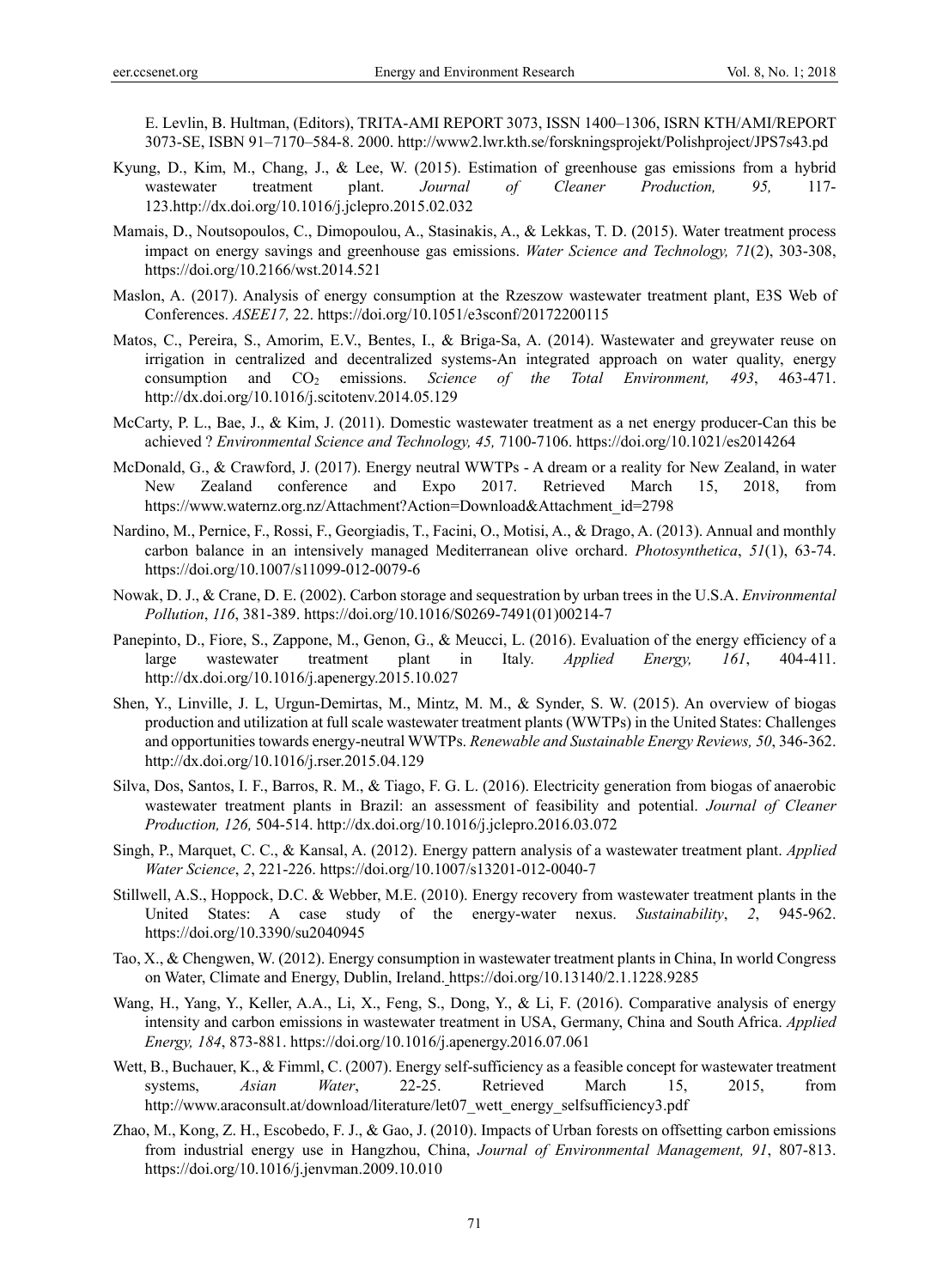E. Levlin, B. Hultman, (Editors), TRITA-AMI REPORT 3073, ISSN 1400–1306, ISRN KTH/AMI/REPORT 3073-SE, ISBN 91–7170–584-8. 2000. http://www2.lwr.kth.se/forskningsprojekt/Polishproject/JPS7s43.pd

Kyung, D., Kim, M., Chang, J., & Lee, W. (2015). Estimation of greenhouse gas emissions from a hybrid wastewater treatment plant. *Journal of Cleaner Production, 95,* 117-123.http://dx.doi.org/10.1016/j.jclepro.2015.02.032

Mamais, D., Noutsopoulos, C., Dimopoulou, A., Stasinakis, A., & Lekkas, T. D. (2015). Water treatment process impact on energy savings and greenhouse gas emissions. *Water Science and Technology, 71*(2), 303-308, https://doi.org/10.2166/wst.2014.521

Maslon, A. (2017). Analysis of energy consumption at the Rzeszow wastewater treatment plant, E3S Web of Conferences. *ASEE17,* 22. https://doi.org/10.1051/e3sconf/20172200115

Matos, C., Pereira, S., Amorim, E.V., Bentes, I., & Briga-Sa, A. (2014). Wastewater and greywater reuse on irrigation in centralized and decentralized systems-An integrated approach on water quality, energy consumption and $CO_2$ emissions. *Science of the Total Environment, 493*, 463-471. http://dx.doi.org/10.1016/j.scitotenv.2014.05.129

McCarty, P. L., Bae, J., & Kim, J. (2011). Domestic wastewater treatment as a net energy producer-Can this be achieved ? *Environmental Science and Technology, 45,* 7100-7106. https://doi.org/10.1021/es2014264

McDonald, G., & Crawford, J. (2017). Energy neutral WWTPs - A dream or a reality for New Zealand, in water New Zealand conference and Expo 2017. Retrieved March 15, 2018, from https://www.waternz.org.nz/Attachment?Action=Download&Attachment_id=2798

Nardino, M., Pernice, F., Rossi, F., Georgiadis, T., Facini, O., Motisi, A., & Drago, A. (2013). Annual and monthly carbon balance in an intensively managed Mediterranean olive orchard. *Photosynthetica*, *51*(1), 63-74. https://doi.org/10.1007/s11099-012-0079-6

Nowak, D. J., & Crane, D. E. (2002). Carbon storage and sequestration by urban trees in the U.S.A. *Environmental Pollution*, *116*, 381-389. https://doi.org/10.1016/S0269-7491(01)00214-7

Panepinto, D., Fiore, S., Zappone, M., Genon, G., & Meucci, L. (2016). Evaluation of the energy efficiency of a large wastewater treatment plant in Italy. *Applied Energy, 161*, 404-411. http://dx.doi.org/10.1016/j.apenergy.2015.10.027

Shen, Y., Linville, J. L, Urgun-Demirtas, M., Mintz, M. M., & Synder, S. W. (2015). An overview of biogas production and utilization at full scale wastewater treatment plants (WWTPs) in the United States: Challenges and opportunities towards energy-neutral WWTPs. *Renewable and Sustainable Energy Reviews, 50*, 346-362. http://dx.doi.org/10.1016/j.rser.2015.04.129

Silva, Dos, Santos, I. F., Barros, R. M., & Tiago, F. G. L. (2016). Electricity generation from biogas of anaerobic wastewater treatment plants in Brazil: an assessment of feasibility and potential. *Journal of Cleaner Production, 126,* 504-514. http://dx.doi.org/10.1016/j.jclepro.2016.03.072

Singh, P., Marquet, C. C., & Kansal, A. (2012). Energy pattern analysis of a wastewater treatment plant. *Applied Water Science*, *2*, 221-226. https://doi.org/10.1007/s13201-012-0040-7

Stillwell, A.S., Hoppock, D.C. & Webber, M.E. (2010). Energy recovery from wastewater treatment plants in the United States: A case study of the energy-water nexus. *Sustainability*, *2*, 945-962. https://doi.org/10.3390/su2040945

Tao, X., & Chengwen, W. (2012). Energy consumption in wastewater treatment plants in China, In world Congress on Water, Climate and Energy, Dublin, Ireland. https://doi.org/10.13140/2.1.1228.9285

Wang, H., Yang, Y., Keller, A.A., Li, X., Feng, S., Dong, Y., & Li, F. (2016). Comparative analysis of energy intensity and carbon emissions in wastewater treatment in USA, Germany, China and South Africa. *Applied Energy, 184*, 873-881. https://doi.org/10.1016/j.apenergy.2016.07.061

Wett, B., Buchauer, K., & Fimml, C. (2007). Energy self-sufficiency as a feasible concept for wastewater treatment systems, *Asian Water*, 22-25. Retrieved March 15, 2015, from http://www.araconsult.at/download/literature/let07_wett_energy_selfsufficiency3.pdf

Zhao, M., Kong, Z. H., Escobedo, F. J., & Gao, J. (2010). Impacts of Urban forests on offsetting carbon emissions from industrial energy use in Hangzhou, China, *Journal of Environmental Management, 91*, 807-813. https://doi.org/10.1016/j.jenvman.2009.10.010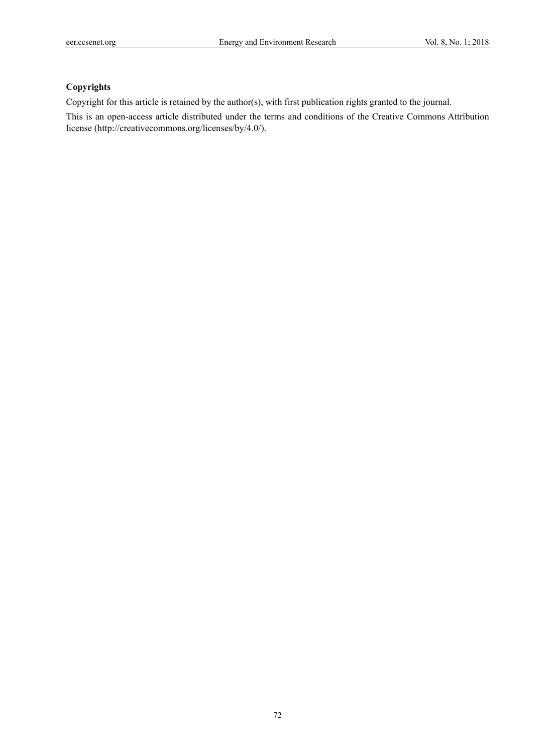**Copyrights**

Copyright for this article is retained by the author(s), with first publication rights granted to the journal.

This is an open-access article distributed under the terms and conditions of the Creative Commons Attribution license (http://creativecommons.org/licenses/by/4.0/).